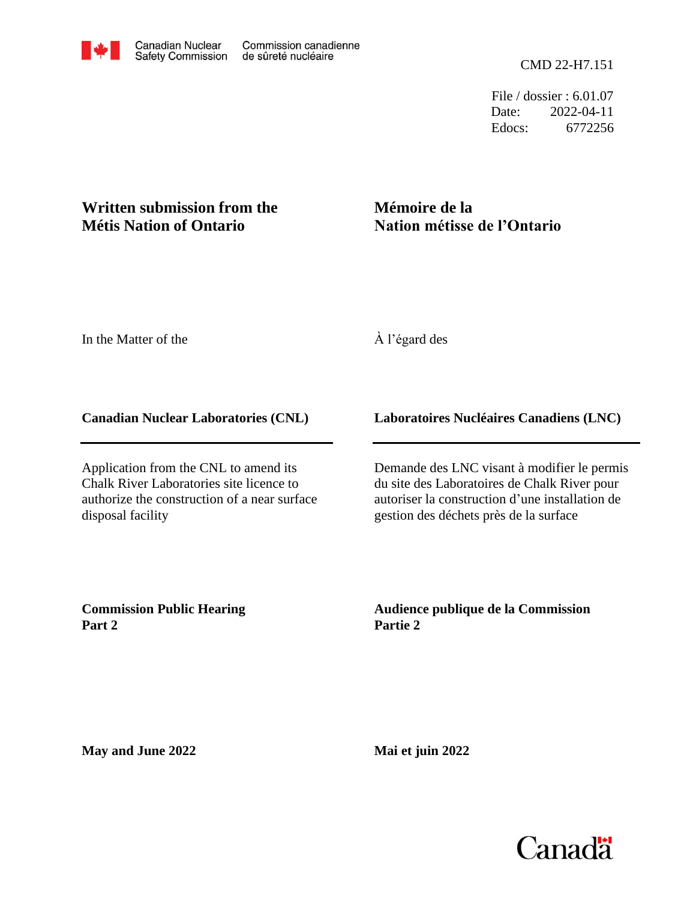Canadian Nuclear Safety Commission / Commission canadienne de sûreté nucléaire

CMD 22-H7.151

File / dossier : 6.01.07
Date: 2022-04-11
Edocs: 6772256

# Written submission from the Métis Nation of Ontario

# Mémoire de la Nation métisse de l'Ontario

In the Matter of the

À l'égard des

**Canadian Nuclear Laboratories (CNL)**

**Laboratoires Nucléaires Canadiens (LNC)**

Application from the CNL to amend its Chalk River Laboratories site licence to authorize the construction of a near surface disposal facility

Demande des LNC visant à modifier le permis du site des Laboratoires de Chalk River pour autoriser la construction d'une installation de gestion des déchets près de la surface

**Commission Public Hearing**
**Part 2**

**Audience publique de la Commission**
**Partie 2**

**May and June 2022**

**Mai et juin 2022**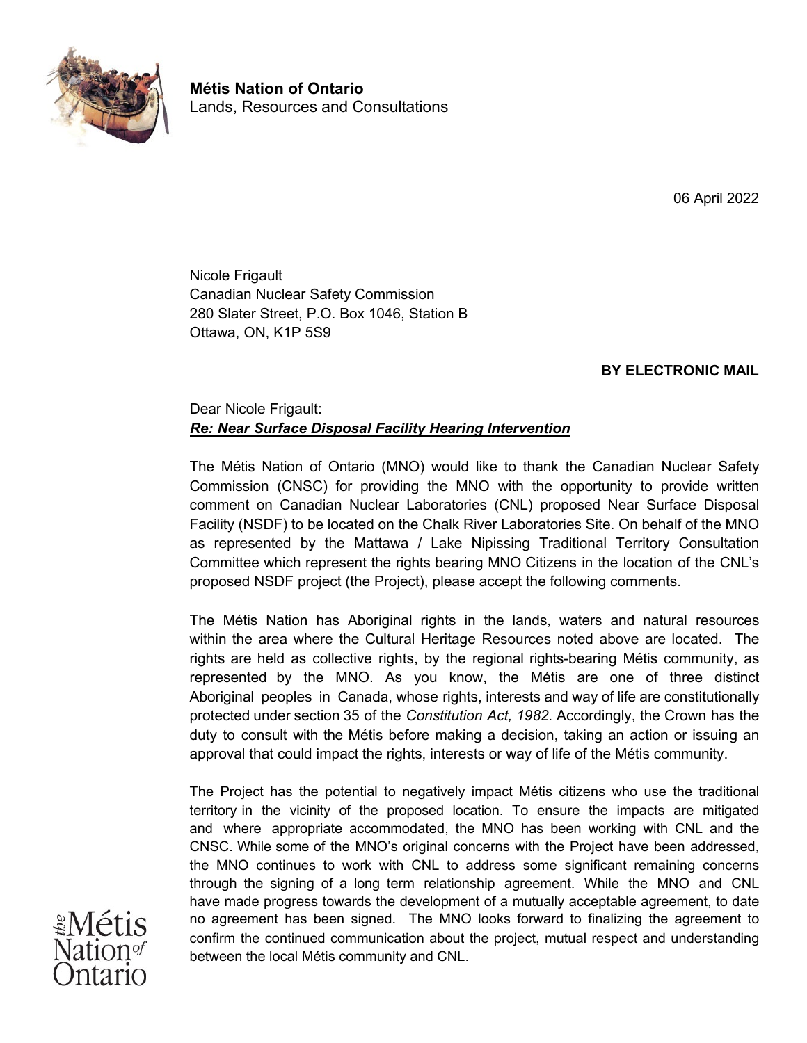**Métis Nation of Ontario**
Lands, Resources and Consultations

06 April 2022

Nicole Frigault
Canadian Nuclear Safety Commission
280 Slater Street, P.O. Box 1046, Station B
Ottawa, ON, K1P 5S9

**BY ELECTRONIC MAIL**

Dear Nicole Frigault:
***Re: Near Surface Disposal Facility Hearing Intervention***

The Métis Nation of Ontario (MNO) would like to thank the Canadian Nuclear Safety Commission (CNSC) for providing the MNO with the opportunity to provide written comment on Canadian Nuclear Laboratories (CNL) proposed Near Surface Disposal Facility (NSDF) to be located on the Chalk River Laboratories Site. On behalf of the MNO as represented by the Mattawa / Lake Nipissing Traditional Territory Consultation Committee which represent the rights bearing MNO Citizens in the location of the CNL's proposed NSDF project (the Project), please accept the following comments.

The Métis Nation has Aboriginal rights in the lands, waters and natural resources within the area where the Cultural Heritage Resources noted above are located. The rights are held as collective rights, by the regional rights-bearing Métis community, as represented by the MNO. As you know, the Métis are one of three distinct Aboriginal peoples in Canada, whose rights, interests and way of life are constitutionally protected under section 35 of the *Constitution Act, 1982*. Accordingly, the Crown has the duty to consult with the Métis before making a decision, taking an action or issuing an approval that could impact the rights, interests or way of life of the Métis community.

The Project has the potential to negatively impact Métis citizens who use the traditional territory in the vicinity of the proposed location. To ensure the impacts are mitigated and where appropriate accommodated, the MNO has been working with CNL and the CNSC. While some of the MNO's original concerns with the Project have been addressed, the MNO continues to work with CNL to address some significant remaining concerns through the signing of a long term relationship agreement. While the MNO and CNL have made progress towards the development of a mutually acceptable agreement, to date no agreement has been signed. The MNO looks forward to finalizing the agreement to confirm the continued communication about the project, mutual respect and understanding between the local Métis community and CNL.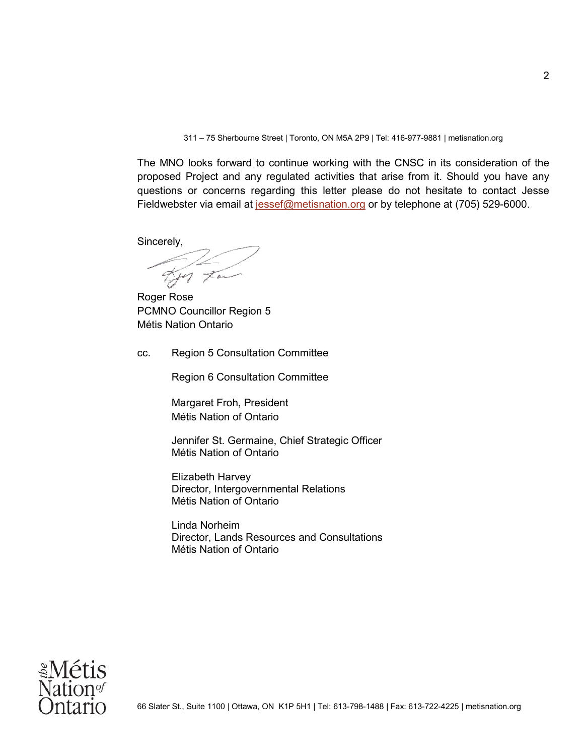The MNO looks forward to continue working with the CNSC in its consideration of the proposed Project and any regulated activities that arise from it. Should you have any questions or concerns regarding this letter please do not hesitate to contact Jesse Fieldwebster via email at jessef@metisnation.org or by telephone at (705) 529-6000.

Sincerely,

Roger Rose
PCMNO Councillor Region 5
Métis Nation Ontario

cc. Region 5 Consultation Committee

Region 6 Consultation Committee

Margaret Froh, President
Métis Nation of Ontario

Jennifer St. Germaine, Chief Strategic Officer
Métis Nation of Ontario

Elizabeth Harvey
Director, Intergovernmental Relations
Métis Nation of Ontario

Linda Norheim
Director, Lands Resources and Consultations
Métis Nation of Ontario